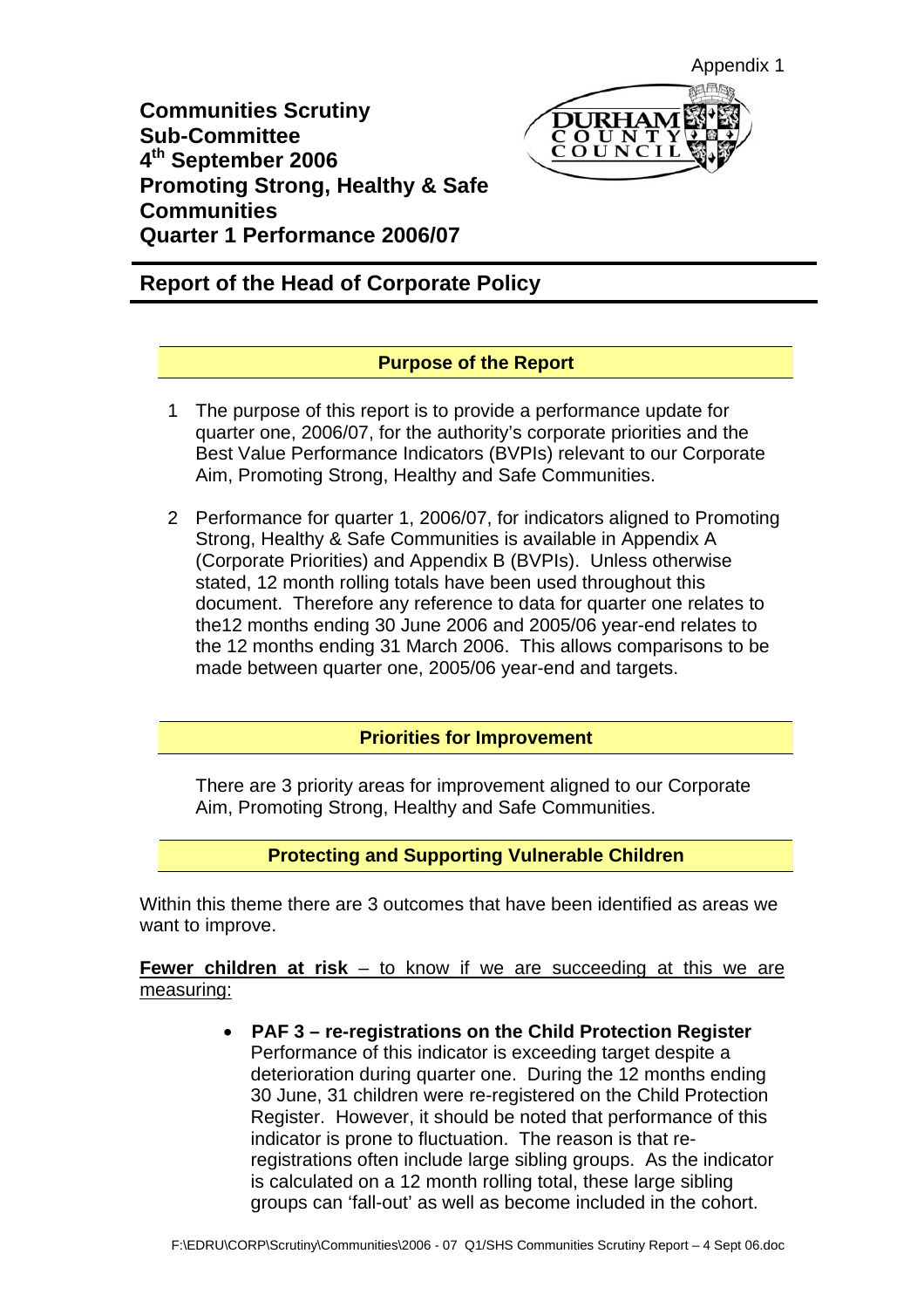Appendix 1

# Communities Scrutiny Sub-Committee
# 4th September 2006
# Promoting Strong, Healthy & Safe Communities
# Quarter 1 Performance 2006/07

## Report of the Head of Corporate Policy

### Purpose of the Report

1. The purpose of this report is to provide a performance update for quarter one, 2006/07, for the authority's corporate priorities and the Best Value Performance Indicators (BVPIs) relevant to our Corporate Aim, Promoting Strong, Healthy and Safe Communities.

2. Performance for quarter 1, 2006/07, for indicators aligned to Promoting Strong, Healthy & Safe Communities is available in Appendix A (Corporate Priorities) and Appendix B (BVPIs). Unless otherwise stated, 12 month rolling totals have been used throughout this document. Therefore any reference to data for quarter one relates to the12 months ending 30 June 2006 and 2005/06 year-end relates to the 12 months ending 31 March 2006. This allows comparisons to be made between quarter one, 2005/06 year-end and targets.

### Priorities for Improvement

There are 3 priority areas for improvement aligned to our Corporate Aim, Promoting Strong, Healthy and Safe Communities.

### Protecting and Supporting Vulnerable Children

Within this theme there are 3 outcomes that have been identified as areas we want to improve.

**Fewer children at risk** – to know if we are succeeding at this we are measuring:

- **PAF 3 – re-registrations on the Child Protection Register**
  Performance of this indicator is exceeding target despite a deterioration during quarter one. During the 12 months ending 30 June, 31 children were re-registered on the Child Protection Register. However, it should be noted that performance of this indicator is prone to fluctuation. The reason is that re-registrations often include large sibling groups. As the indicator is calculated on a 12 month rolling total, these large sibling groups can 'fall-out' as well as become included in the cohort.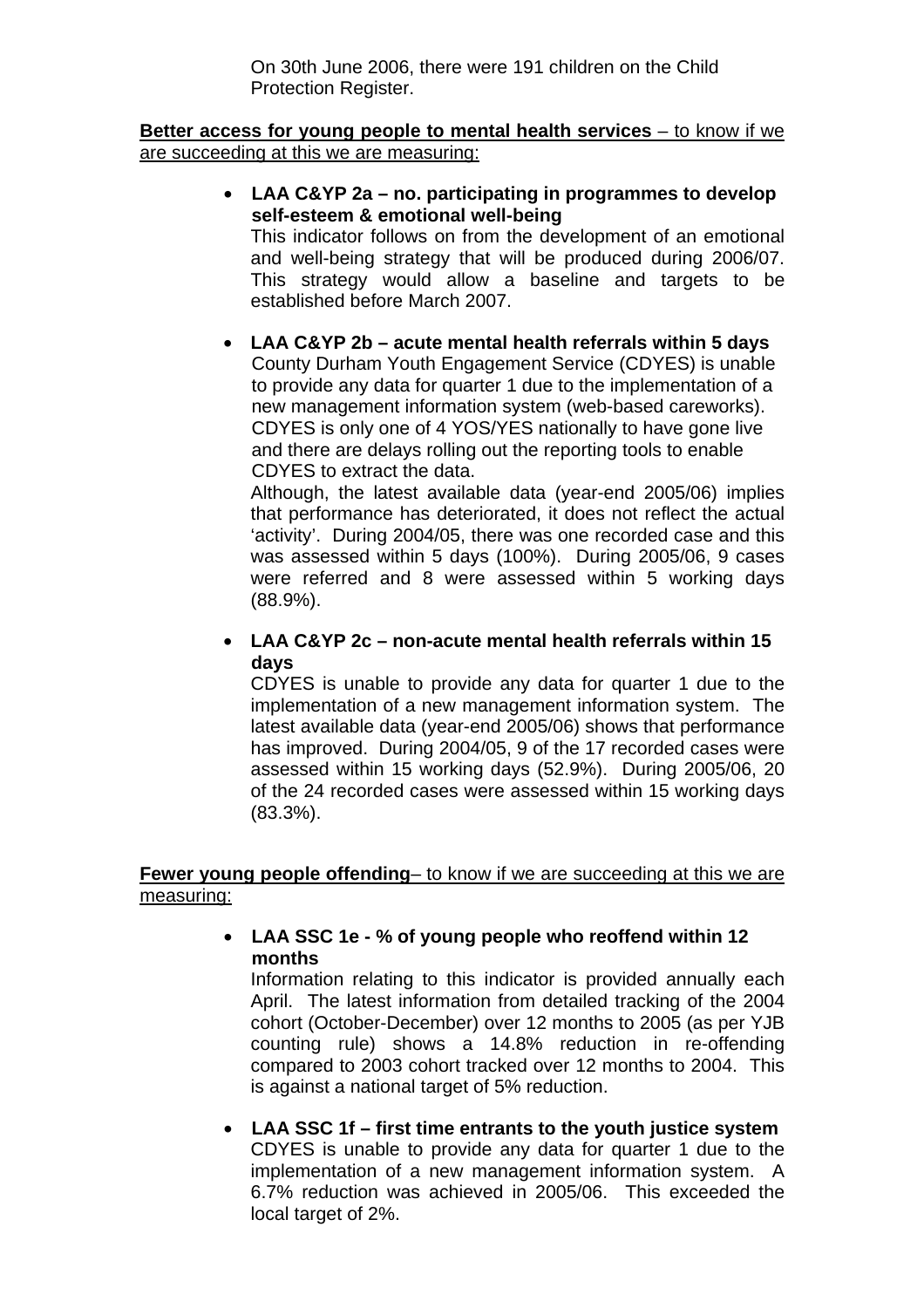On 30th June 2006, there were 191 children on the Child Protection Register.

**Better access for young people to mental health services** – to know if we are succeeding at this we are measuring:

- **LAA C&YP 2a – no. participating in programmes to develop self-esteem & emotional well-being**
  This indicator follows on from the development of an emotional and well-being strategy that will be produced during 2006/07. This strategy would allow a baseline and targets to be established before March 2007.

- **LAA C&YP 2b – acute mental health referrals within 5 days**
  County Durham Youth Engagement Service (CDYES) is unable to provide any data for quarter 1 due to the implementation of a new management information system (web-based careworks). CDYES is only one of 4 YOS/YES nationally to have gone live and there are delays rolling out the reporting tools to enable CDYES to extract the data.
  Although, the latest available data (year-end 2005/06) implies that performance has deteriorated, it does not reflect the actual 'activity'. During 2004/05, there was one recorded case and this was assessed within 5 days (100%). During 2005/06, 9 cases were referred and 8 were assessed within 5 working days (88.9%).

- **LAA C&YP 2c – non-acute mental health referrals within 15 days**
  CDYES is unable to provide any data for quarter 1 due to the implementation of a new management information system. The latest available data (year-end 2005/06) shows that performance has improved. During 2004/05, 9 of the 17 recorded cases were assessed within 15 working days (52.9%). During 2005/06, 20 of the 24 recorded cases were assessed within 15 working days (83.3%).

**Fewer young people offending**– to know if we are succeeding at this we are measuring:

- **LAA SSC 1e - % of young people who reoffend within 12 months**
  Information relating to this indicator is provided annually each April. The latest information from detailed tracking of the 2004 cohort (October-December) over 12 months to 2005 (as per YJB counting rule) shows a 14.8% reduction in re-offending compared to 2003 cohort tracked over 12 months to 2004. This is against a national target of 5% reduction.

- **LAA SSC 1f – first time entrants to the youth justice system**
  CDYES is unable to provide any data for quarter 1 due to the implementation of a new management information system. A 6.7% reduction was achieved in 2005/06. This exceeded the local target of 2%.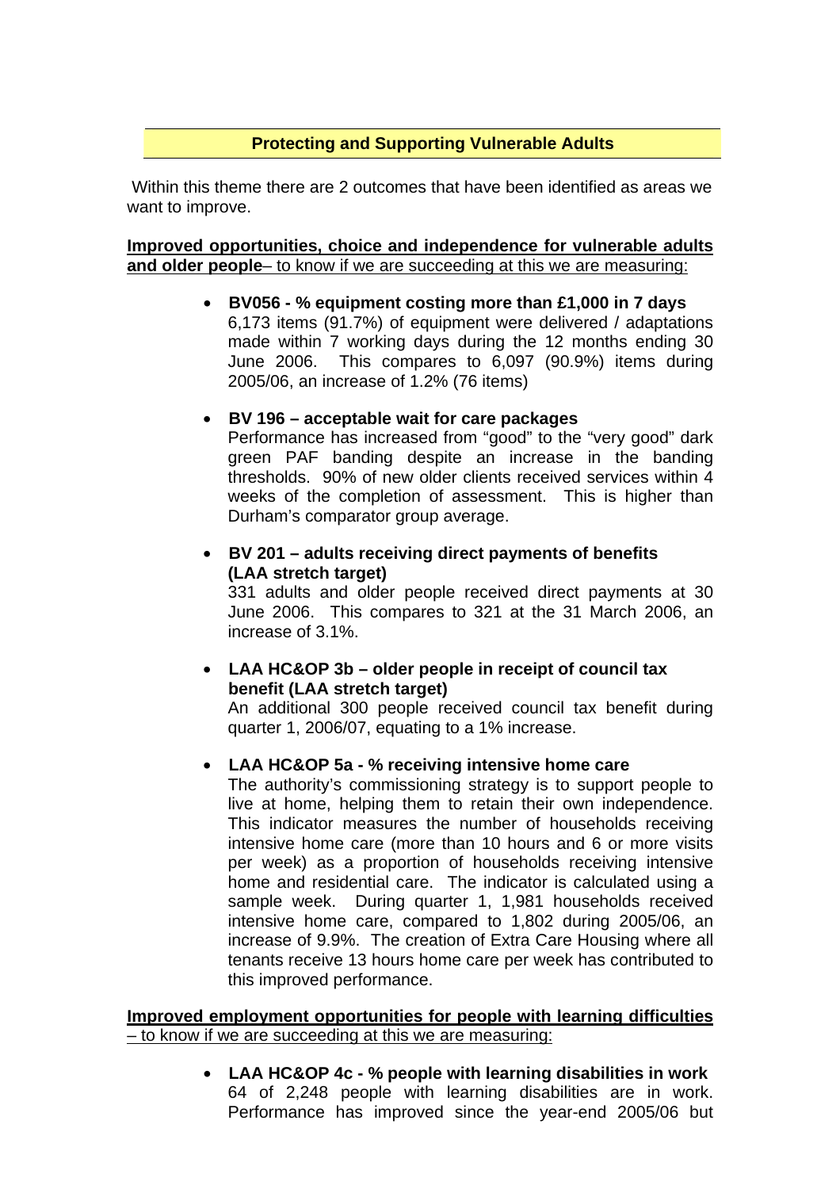## Protecting and Supporting Vulnerable Adults

Within this theme there are 2 outcomes that have been identified as areas we want to improve.

**Improved opportunities, choice and independence for vulnerable adults and older people**– to know if we are succeeding at this we are measuring:

- **BV056 - % equipment costing more than £1,000 in 7 days**
  6,173 items (91.7%) of equipment were delivered / adaptations made within 7 working days during the 12 months ending 30 June 2006. This compares to 6,097 (90.9%) items during 2005/06, an increase of 1.2% (76 items)

- **BV 196 – acceptable wait for care packages**
  Performance has increased from "good" to the "very good" dark green PAF banding despite an increase in the banding thresholds. 90% of new older clients received services within 4 weeks of the completion of assessment. This is higher than Durham's comparator group average.

- **BV 201 – adults receiving direct payments of benefits (LAA stretch target)**
  331 adults and older people received direct payments at 30 June 2006. This compares to 321 at the 31 March 2006, an increase of 3.1%.

- **LAA HC&OP 3b – older people in receipt of council tax benefit (LAA stretch target)**
  An additional 300 people received council tax benefit during quarter 1, 2006/07, equating to a 1% increase.

- **LAA HC&OP 5a - % receiving intensive home care**
  The authority's commissioning strategy is to support people to live at home, helping them to retain their own independence. This indicator measures the number of households receiving intensive home care (more than 10 hours and 6 or more visits per week) as a proportion of households receiving intensive home and residential care. The indicator is calculated using a sample week. During quarter 1, 1,981 households received intensive home care, compared to 1,802 during 2005/06, an increase of 9.9%. The creation of Extra Care Housing where all tenants receive 13 hours home care per week has contributed to this improved performance.

**Improved employment opportunities for people with learning difficulties** – to know if we are succeeding at this we are measuring:

- **LAA HC&OP 4c - % people with learning disabilities in work**
  64 of 2,248 people with learning disabilities are in work. Performance has improved since the year-end 2005/06 but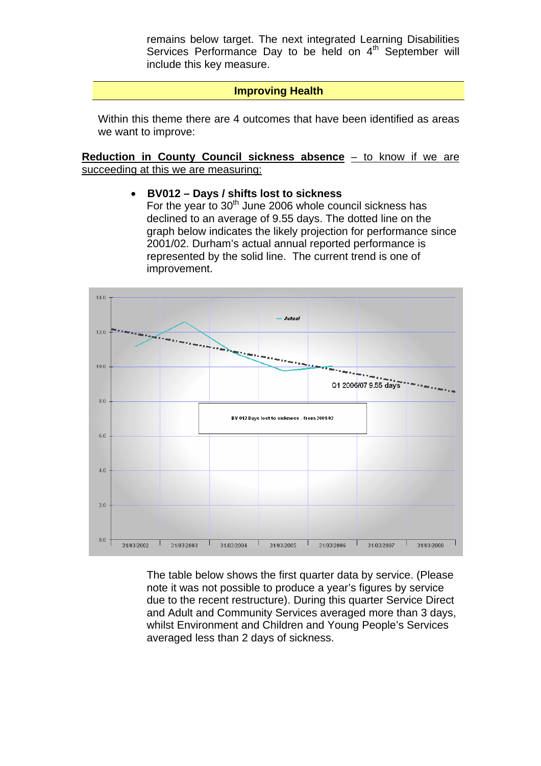remains below target. The next integrated Learning Disabilities Services Performance Day to be held on 4th September will include this key measure.

## Improving Health

Within this theme there are 4 outcomes that have been identified as areas we want to improve:

**Reduction in County Council sickness absence** – to know if we are succeeding at this we are measuring:

- **BV012 – Days / shifts lost to sickness**
  For the year to 30th June 2006 whole council sickness has declined to an average of 9.55 days. The dotted line on the graph below indicates the likely projection for performance since 2001/02. Durham's actual annual reported performance is represented by the solid line. The current trend is one of improvement.

The table below shows the first quarter data by service. (Please note it was not possible to produce a year's figures by service due to the recent restructure). During this quarter Service Direct and Adult and Community Services averaged more than 3 days, whilst Environment and Children and Young People's Services averaged less than 2 days of sickness.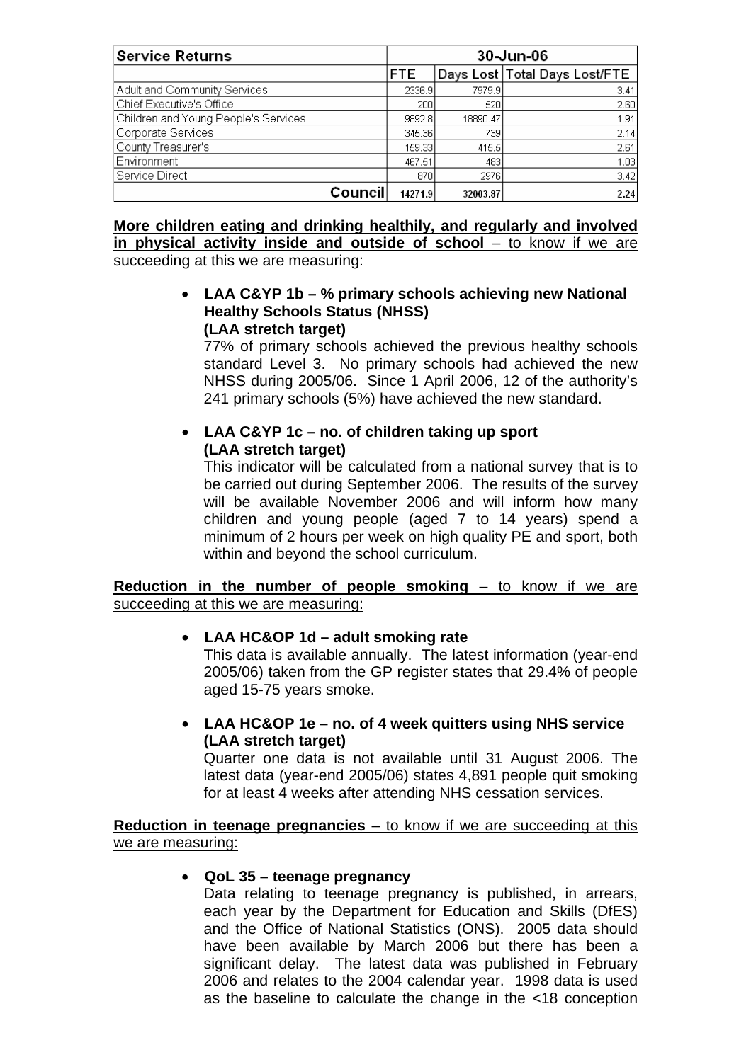| Service Returns | 30-Jun-06 | | |
|---|---|---|---|
| | FTE | Days Lost | Total Days Lost/FTE |
| Adult and Community Services | 2336.9 | 7979.9 | 3.41 |
| Chief Executive's Office | 200 | 520 | 2.60 |
| Children and Young People's Services | 9892.8 | 18890.47 | 1.91 |
| Corporate Services | 345.36 | 739 | 2.14 |
| County Treasurer's | 159.33 | 415.5 | 2.61 |
| Environment | 467.51 | 483 | 1.03 |
| Service Direct | 870 | 2976 | 3.42 |
| **Council** | **14271.9** | **32003.87** | **2.24** |

**More children eating and drinking healthily, and regularly and involved in physical activity inside and outside of school** – to know if we are succeeding at this we are measuring:

- **LAA C&YP 1b – % primary schools achieving new National Healthy Schools Status (NHSS) (LAA stretch target)**
  77% of primary schools achieved the previous healthy schools standard Level 3. No primary schools had achieved the new NHSS during 2005/06. Since 1 April 2006, 12 of the authority's 241 primary schools (5%) have achieved the new standard.

- **LAA C&YP 1c – no. of children taking up sport (LAA stretch target)**
  This indicator will be calculated from a national survey that is to be carried out during September 2006. The results of the survey will be available November 2006 and will inform how many children and young people (aged 7 to 14 years) spend a minimum of 2 hours per week on high quality PE and sport, both within and beyond the school curriculum.

**Reduction in the number of people smoking** – to know if we are succeeding at this we are measuring:

- **LAA HC&OP 1d – adult smoking rate**
  This data is available annually. The latest information (year-end 2005/06) taken from the GP register states that 29.4% of people aged 15-75 years smoke.

- **LAA HC&OP 1e – no. of 4 week quitters using NHS service (LAA stretch target)**
  Quarter one data is not available until 31 August 2006. The latest data (year-end 2005/06) states 4,891 people quit smoking for at least 4 weeks after attending NHS cessation services.

**Reduction in teenage pregnancies** – to know if we are succeeding at this we are measuring:

- **QoL 35 – teenage pregnancy**
  Data relating to teenage pregnancy is published, in arrears, each year by the Department for Education and Skills (DfES) and the Office of National Statistics (ONS). 2005 data should have been available by March 2006 but there has been a significant delay. The latest data was published in February 2006 and relates to the 2004 calendar year. 1998 data is used as the baseline to calculate the change in the <18 conception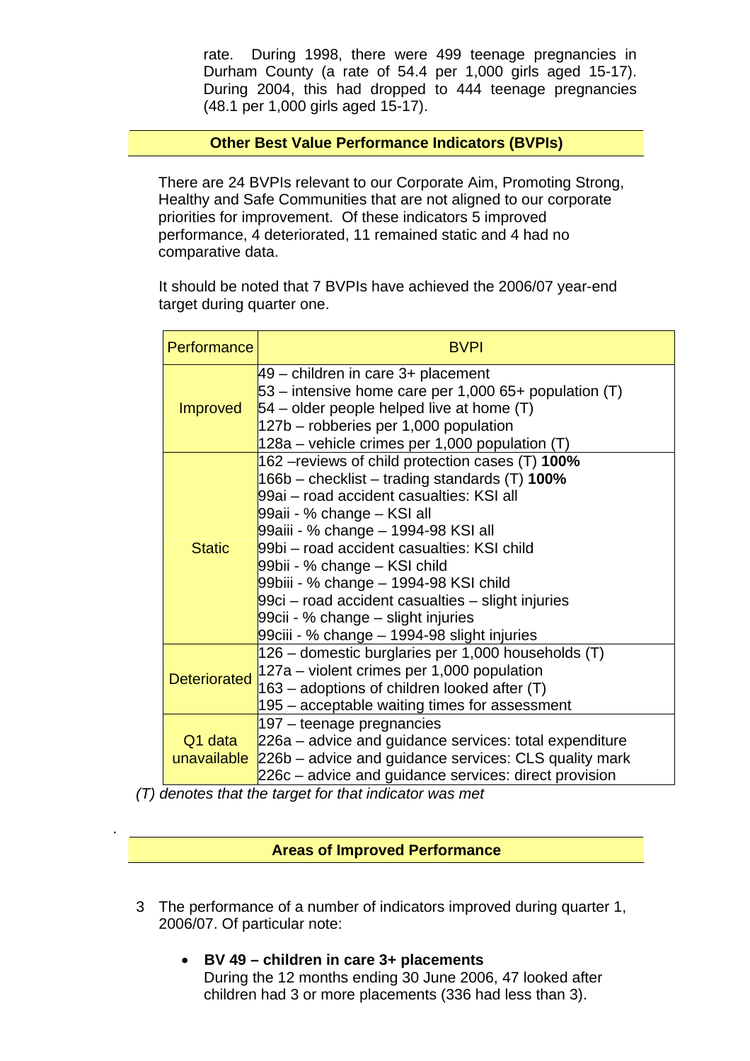rate. During 1998, there were 499 teenage pregnancies in Durham County (a rate of 54.4 per 1,000 girls aged 15-17). During 2004, this had dropped to 444 teenage pregnancies (48.1 per 1,000 girls aged 15-17).

## Other Best Value Performance Indicators (BVPIs)

There are 24 BVPIs relevant to our Corporate Aim, Promoting Strong, Healthy and Safe Communities that are not aligned to our corporate priorities for improvement. Of these indicators 5 improved performance, 4 deteriorated, 11 remained static and 4 had no comparative data.

It should be noted that 7 BVPIs have achieved the 2006/07 year-end target during quarter one.

| Performance | BVPI |
|---|---|
| Improved | 49 – children in care 3+ placement<br>53 – intensive home care per 1,000 65+ population (T)<br>54 – older people helped live at home (T)<br>127b – robberies per 1,000 population<br>128a – vehicle crimes per 1,000 population (T) |
| Static | 162 –reviews of child protection cases (T) **100%**<br>166b – checklist – trading standards (T) **100%**<br>99ai – road accident casualties: KSI all<br>99aii - % change – KSI all<br>99aiii - % change – 1994-98 KSI all<br>99bi – road accident casualties: KSI child<br>99bii - % change – KSI child<br>99biii - % change – 1994-98 KSI child<br>99ci – road accident casualties – slight injuries<br>99cii - % change – slight injuries<br>99ciii - % change – 1994-98 slight injuries |
| Deteriorated | 126 – domestic burglaries per 1,000 households (T)<br>127a – violent crimes per 1,000 population<br>163 – adoptions of children looked after (T)<br>195 – acceptable waiting times for assessment |
| Q1 data unavailable | 197 – teenage pregnancies<br>226a – advice and guidance services: total expenditure<br>226b – advice and guidance services: CLS quality mark<br>226c – advice and guidance services: direct provision |

*(T) denotes that the target for that indicator was met*

.

## Areas of Improved Performance

3 The performance of a number of indicators improved during quarter 1, 2006/07. Of particular note:

- **BV 49 – children in care 3+ placements**
  During the 12 months ending 30 June 2006, 47 looked after children had 3 or more placements (336 had less than 3).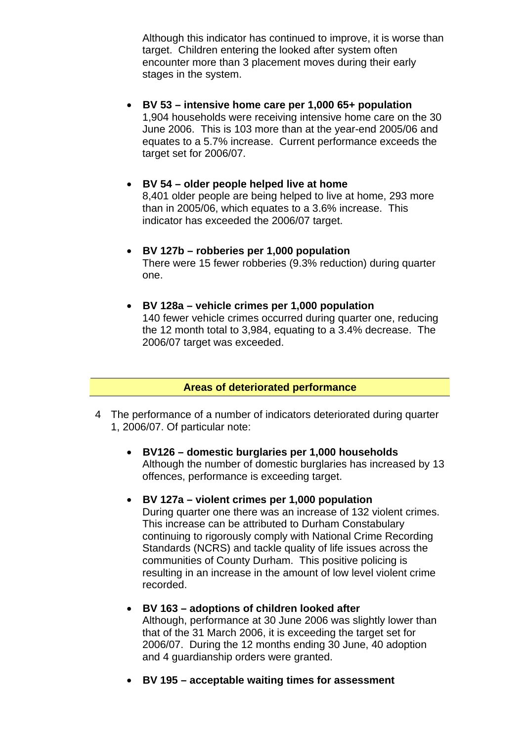Although this indicator has continued to improve, it is worse than target. Children entering the looked after system often encounter more than 3 placement moves during their early stages in the system.

- **BV 53 – intensive home care per 1,000 65+ population**
  1,904 households were receiving intensive home care on the 30 June 2006. This is 103 more than at the year-end 2005/06 and equates to a 5.7% increase. Current performance exceeds the target set for 2006/07.

- **BV 54 – older people helped live at home**
  8,401 older people are being helped to live at home, 293 more than in 2005/06, which equates to a 3.6% increase. This indicator has exceeded the 2006/07 target.

- **BV 127b – robberies per 1,000 population**
  There were 15 fewer robberies (9.3% reduction) during quarter one.

- **BV 128a – vehicle crimes per 1,000 population**
  140 fewer vehicle crimes occurred during quarter one, reducing the 12 month total to 3,984, equating to a 3.4% decrease. The 2006/07 target was exceeded.

## Areas of deteriorated performance

4 The performance of a number of indicators deteriorated during quarter 1, 2006/07. Of particular note:

- **BV126 – domestic burglaries per 1,000 households**
  Although the number of domestic burglaries has increased by 13 offences, performance is exceeding target.

- **BV 127a – violent crimes per 1,000 population**
  During quarter one there was an increase of 132 violent crimes. This increase can be attributed to Durham Constabulary continuing to rigorously comply with National Crime Recording Standards (NCRS) and tackle quality of life issues across the communities of County Durham. This positive policing is resulting in an increase in the amount of low level violent crime recorded.

- **BV 163 – adoptions of children looked after**
  Although, performance at 30 June 2006 was slightly lower than that of the 31 March 2006, it is exceeding the target set for 2006/07. During the 12 months ending 30 June, 40 adoption and 4 guardianship orders were granted.

- **BV 195 – acceptable waiting times for assessment**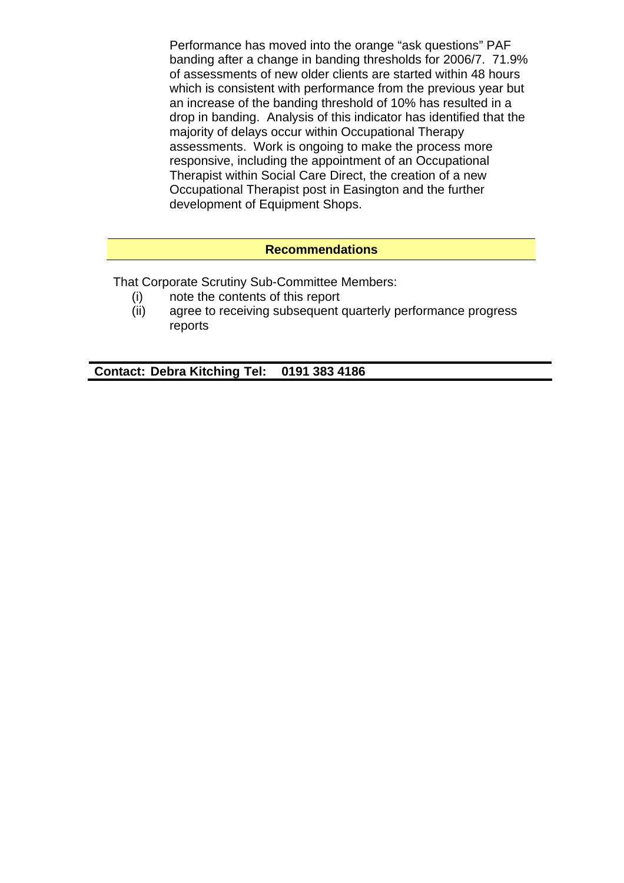Performance has moved into the orange "ask questions" PAF banding after a change in banding thresholds for 2006/7. 71.9% of assessments of new older clients are started within 48 hours which is consistent with performance from the previous year but an increase of the banding threshold of 10% has resulted in a drop in banding. Analysis of this indicator has identified that the majority of delays occur within Occupational Therapy assessments. Work is ongoing to make the process more responsive, including the appointment of an Occupational Therapist within Social Care Direct, the creation of a new Occupational Therapist post in Easington and the further development of Equipment Shops.

## Recommendations

That Corporate Scrutiny Sub-Committee Members:

(i) note the contents of this report
(ii) agree to receiving subsequent quarterly performance progress reports

**Contact: Debra Kitching Tel: 0191 383 4186**